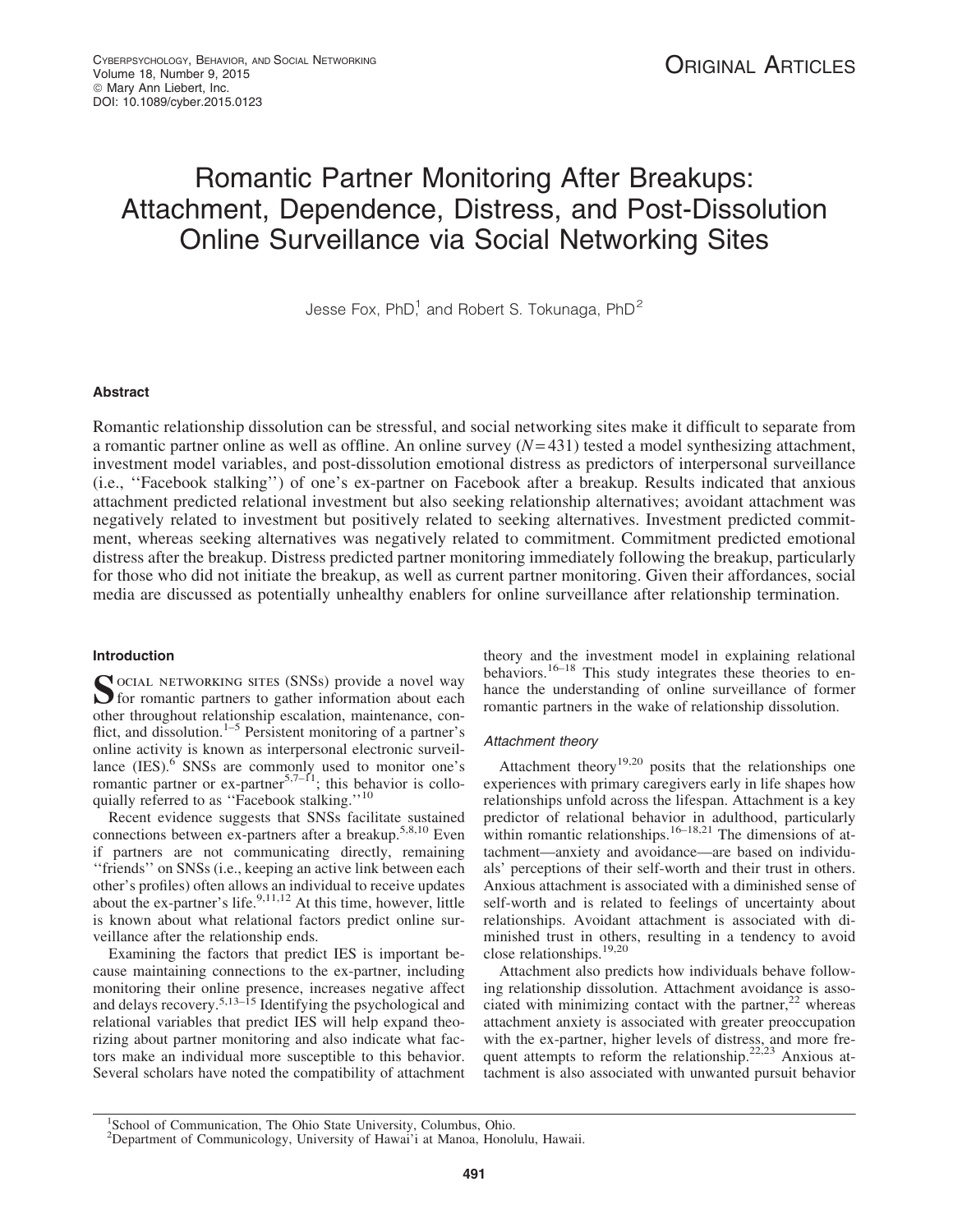# Romantic Partner Monitoring After Breakups: Attachment, Dependence, Distress, and Post-Dissolution Online Surveillance via Social Networking Sites

Jesse Fox, PhD,[1] and Robert S. Tokunaga, PhD[2]

## Abstract

Romantic relationship dissolution can be stressful, and social networking sites make it difficult to separate from a romantic partner online as well as offline. An online survey ($N = 431$) tested a model synthesizing attachment, investment model variables, and post-dissolution emotional distress as predictors of interpersonal surveillance (i.e., ''Facebook stalking'') of one's ex-partner on Facebook after a breakup. Results indicated that anxious attachment predicted relational investment but also seeking relationship alternatives; avoidant attachment was negatively related to investment but positively related to seeking alternatives. Investment predicted commitment, whereas seeking alternatives was negatively related to commitment. Commitment predicted emotional distress after the breakup. Distress predicted partner monitoring immediately following the breakup, particularly for those who did not initiate the breakup, as well as current partner monitoring. Given their affordances, social media are discussed as potentially unhealthy enablers for online surveillance after relationship termination.

## Introduction

Social networking sites (SNSs) provide a novel way for romantic partners to gather information about each other throughout relationship escalation, maintenance, conflict, and dissolution.[1–5] Persistent monitoring of a partner's online activity is known as interpersonal electronic surveillance (IES).[6] SNSs are commonly used to monitor one's romantic partner or ex-partner[5,7–11]; this behavior is colloquially referred to as ''Facebook stalking.''[10]

Recent evidence suggests that SNSs facilitate sustained connections between ex-partners after a breakup.[5,8,10] Even if partners are not communicating directly, remaining ''friends'' on SNSs (i.e., keeping an active link between each other's profiles) often allows an individual to receive updates about the ex-partner's life.[9,11,12] At this time, however, little is known about what relational factors predict online surveillance after the relationship ends.

Examining the factors that predict IES is important because maintaining connections to the ex-partner, including monitoring their online presence, increases negative affect and delays recovery.[5,13–15] Identifying the psychological and relational variables that predict IES will help expand theorizing about partner monitoring and also indicate what factors make an individual more susceptible to this behavior. Several scholars have noted the compatibility of attachment theory and the investment model in explaining relational behaviors.[16–18] This study integrates these theories to enhance the understanding of online surveillance of former romantic partners in the wake of relationship dissolution.

### Attachment theory

Attachment theory[19,20] posits that the relationships one experiences with primary caregivers early in life shapes how relationships unfold across the lifespan. Attachment is a key predictor of relational behavior in adulthood, particularly within romantic relationships.[16–18,21] The dimensions of attachment—anxiety and avoidance—are based on individuals' perceptions of their self-worth and their trust in others. Anxious attachment is associated with a diminished sense of self-worth and is related to feelings of uncertainty about relationships. Avoidant attachment is associated with diminished trust in others, resulting in a tendency to avoid close relationships.[19,20]

Attachment also predicts how individuals behave following relationship dissolution. Attachment avoidance is associated with minimizing contact with the partner,[22] whereas attachment anxiety is associated with greater preoccupation with the ex-partner, higher levels of distress, and more frequent attempts to reform the relationship.[22,23] Anxious attachment is also associated with unwanted pursuit behavior

[1]School of Communication, The Ohio State University, Columbus, Ohio.
[2]Department of Communicology, University of Hawai'i at Manoa, Honolulu, Hawaii.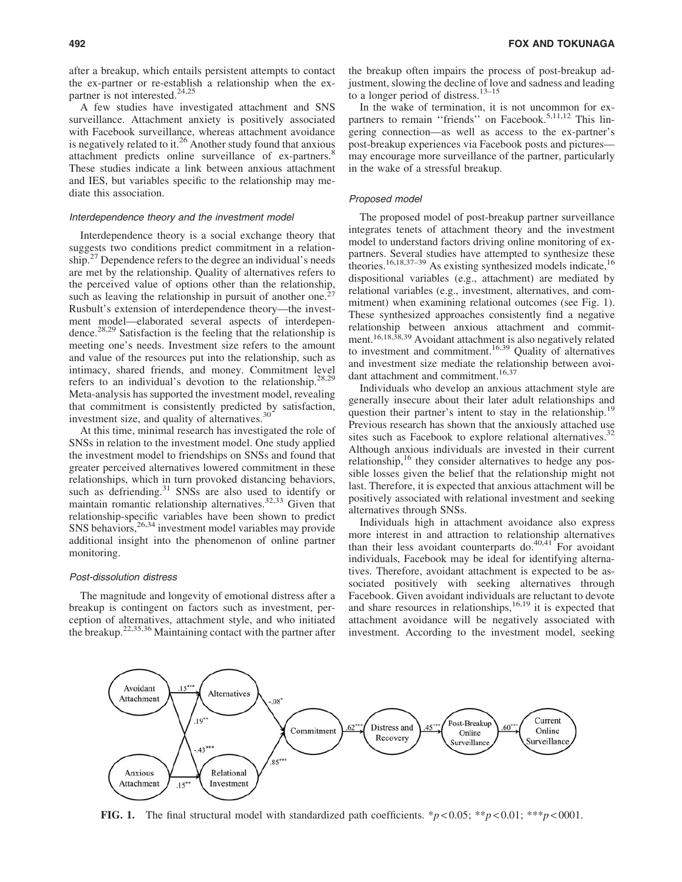after a breakup, which entails persistent attempts to contact the ex-partner or re-establish a relationship when the ex-partner is not interested.[24,25]

A few studies have investigated attachment and SNS surveillance. Attachment anxiety is positively associated with Facebook surveillance, whereas attachment avoidance is negatively related to it.[26] Another study found that anxious attachment predicts online surveillance of ex-partners.[8] These studies indicate a link between anxious attachment and IES, but variables specific to the relationship may mediate this association.

### *Interdependence theory and the investment model*

Interdependence theory is a social exchange theory that suggests two conditions predict commitment in a relationship.[27] Dependence refers to the degree an individual's needs are met by the relationship. Quality of alternatives refers to the perceived value of options other than the relationship, such as leaving the relationship in pursuit of another one.[27] Rusbult's extension of interdependence theory—the investment model—elaborated several aspects of interdependence.[28,29] Satisfaction is the feeling that the relationship is meeting one's needs. Investment size refers to the amount and value of the resources put into the relationship, such as intimacy, shared friends, and money. Commitment level refers to an individual's devotion to the relationship.[28,29] Meta-analysis has supported the investment model, revealing that commitment is consistently predicted by satisfaction, investment size, and quality of alternatives.[30]

At this time, minimal research has investigated the role of SNSs in relation to the investment model. One study applied the investment model to friendships on SNSs and found that greater perceived alternatives lowered commitment in these relationships, which in turn provoked distancing behaviors, such as defriending.[31] SNSs are also used to identify or maintain romantic relationship alternatives.[32,33] Given that relationship-specific variables have been shown to predict SNS behaviors,[26,34] investment model variables may provide additional insight into the phenomenon of online partner monitoring.

### *Post-dissolution distress*

The magnitude and longevity of emotional distress after a breakup is contingent on factors such as investment, perception of alternatives, attachment style, and who initiated the breakup.[22,35,36] Maintaining contact with the partner after the breakup often impairs the process of post-breakup adjustment, slowing the decline of love and sadness and leading to a longer period of distress.[13–15]

In the wake of termination, it is not uncommon for ex-partners to remain ''friends'' on Facebook.[5,11,12] This lingering connection—as well as access to the ex-partner's post-breakup experiences via Facebook posts and pictures—may encourage more surveillance of the partner, particularly in the wake of a stressful breakup.

### *Proposed model*

The proposed model of post-breakup partner surveillance integrates tenets of attachment theory and the investment model to understand factors driving online monitoring of ex-partners. Several studies have attempted to synthesize these theories.[16,18,37–39] As existing synthesized models indicate,[16] dispositional variables (e.g., attachment) are mediated by relational variables (e.g., investment, alternatives, and commitment) when examining relational outcomes (see Fig. 1). These synthesized approaches consistently find a negative relationship between anxious attachment and commitment.[16,18,38,39] Avoidant attachment is also negatively related to investment and commitment.[16,39] Quality of alternatives and investment size mediate the relationship between avoidant attachment and commitment.[16,37]

Individuals who develop an anxious attachment style are generally insecure about their later adult relationships and question their partner's intent to stay in the relationship.[19] Previous research has shown that the anxiously attached use sites such as Facebook to explore relational alternatives.[32] Although anxious individuals are invested in their current relationship,[16] they consider alternatives to hedge any possible losses given the belief that the relationship might not last. Therefore, it is expected that anxious attachment will be positively associated with relational investment and seeking alternatives through SNSs.

Individuals high in attachment avoidance also express more interest in and attraction to relationship alternatives than their less avoidant counterparts do.[40,41] For avoidant individuals, Facebook may be ideal for identifying alternatives. Therefore, avoidant attachment is expected to be associated positively with seeking alternatives through Facebook. Given avoidant individuals are reluctant to devote and share resources in relationships,[16,19] it is expected that attachment avoidance will be negatively associated with investment. According to the investment model, seeking

Avoidant Attachment
Anxious Attachment
Alternatives
Relational Investment
Commitment
Distress and Recovery
Post-Breakup Online Surveillance
Current Online Surveillance
.15***
.19**
-.43***
.15**
-.08*
.85***
.62***
.45***
.60***

**FIG. 1.** The final structural model with standardized path coefficients. \*$p < 0.05$; \*\*$p < 0.01$; \*\*\*$p < 0001$.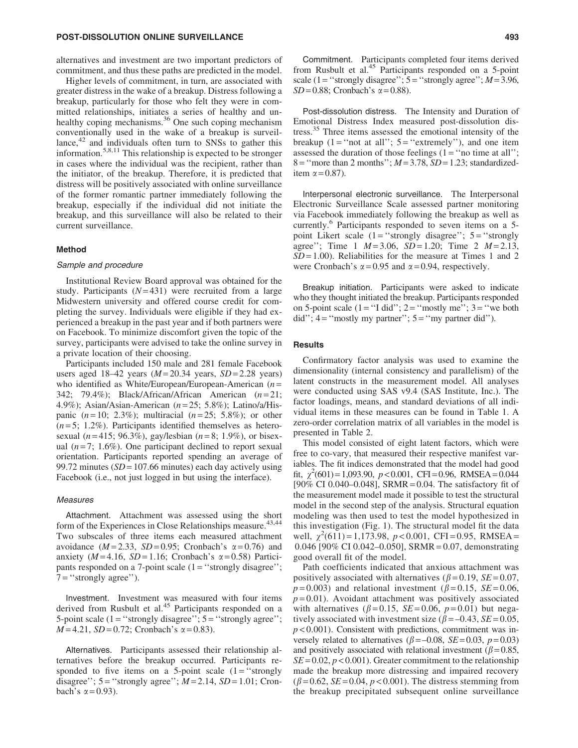alternatives and investment are two important predictors of commitment, and thus these paths are predicted in the model.

Higher levels of commitment, in turn, are associated with greater distress in the wake of a breakup. Distress following a breakup, particularly for those who felt they were in committed relationships, initiates a series of healthy and unhealthy coping mechanisms.[36] One such coping mechanism conventionally used in the wake of a breakup is surveillance,[42] and individuals often turn to SNSs to gather this information.[5,8,11] This relationship is expected to be stronger in cases where the individual was the recipient, rather than the initiator, of the breakup. Therefore, it is predicted that distress will be positively associated with online surveillance of the former romantic partner immediately following the breakup, especially if the individual did not initiate the breakup, and this surveillance will also be related to their current surveillance.

## Method

### Sample and procedure

Institutional Review Board approval was obtained for the study. Participants ($N = 431$) were recruited from a large Midwestern university and offered course credit for completing the survey. Individuals were eligible if they had experienced a breakup in the past year and if both partners were on Facebook. To minimize discomfort given the topic of the survey, participants were advised to take the online survey in a private location of their choosing.

Participants included 150 male and 281 female Facebook users aged 18–42 years ($M = 20.34$ years, $SD = 2.28$ years) who identified as White/European/European-American ($n = 342$; 79.4%); Black/African/African American ($n = 21$; 4.9%); Asian/Asian-American ($n = 25$; 5.8%); Latino/a/Hispanic ($n = 10$; 2.3%); multiracial ($n = 25$; 5.8%); or other ($n = 5$; 1.2%). Participants identified themselves as heterosexual ($n = 415$; 96.3%), gay/lesbian ($n = 8$; 1.9%), or bisexual ($n = 7$; 1.6%). One participant declined to report sexual orientation. Participants reported spending an average of 99.72 minutes ($SD = 107.66$ minutes) each day actively using Facebook (i.e., not just logged in but using the interface).

### Measures

**Attachment.** Attachment was assessed using the short form of the Experiences in Close Relationships measure.[43,44] Two subscales of three items each measured attachment avoidance ($M = 2.33$, $SD = 0.95$; Cronbach's $\alpha = 0.76$) and anxiety ($M = 4.16$, $SD = 1.16$; Cronbach's $\alpha = 0.58$) Participants responded on a 7-point scale (1 = ''strongly disagree''; 7 = ''strongly agree'').

**Investment.** Investment was measured with four items derived from Rusbult et al.[45] Participants responded on a 5-point scale (1 = ''strongly disagree''; 5 = ''strongly agree''; $M = 4.21$, $SD = 0.72$; Cronbach's $\alpha = 0.83$).

**Alternatives.** Participants assessed their relationship alternatives before the breakup occurred. Participants responded to five items on a 5-point scale (1 = ''strongly disagree''; 5 = ''strongly agree''; $M = 2.14$, $SD = 1.01$; Cronbach's $\alpha = 0.93$).

**Commitment.** Participants completed four items derived from Rusbult et al.[45] Participants responded on a 5-point scale (1 = ''strongly disagree''; 5 = ''strongly agree''; $M = 3.96$, $SD = 0.88$; Cronbach's $\alpha = 0.88$).

**Post-dissolution distress.** The Intensity and Duration of Emotional Distress Index measured post-dissolution distress.[35] Three items assessed the emotional intensity of the breakup (1 = ''not at all''; 5 = ''extremely''), and one item assessed the duration of those feelings (1 = ''no time at all''; 8 = ''more than 2 months''; $M = 3.78$, $SD = 1.23$; standardized-item $\alpha = 0.87$).

**Interpersonal electronic surveillance.** The Interpersonal Electronic Surveillance Scale assessed partner monitoring via Facebook immediately following the breakup as well as currently.[6] Participants responded to seven items on a 5-point Likert scale (1 = ''strongly disagree''; 5 = ''strongly agree''; Time 1 $M = 3.06$, $SD = 1.20$; Time 2 $M = 2.13$, $SD = 1.00$). Reliabilities for the measure at Times 1 and 2 were Cronbach's $\alpha = 0.95$ and $\alpha = 0.94$, respectively.

**Breakup initiation.** Participants were asked to indicate who they thought initiated the breakup. Participants responded on 5-point scale (1 = ''I did''; 2 = ''mostly me''; 3 = ''we both did''; 4 = ''mostly my partner''; 5 = ''my partner did'').

## Results

Confirmatory factor analysis was used to examine the dimensionality (internal consistency and parallelism) of the latent constructs in the measurement model. All analyses were conducted using SAS v9.4 (SAS Institute, Inc.). The factor loadings, means, and standard deviations of all individual items in these measures can be found in Table 1. A zero-order correlation matrix of all variables in the model is presented in Table 2.

This model consisted of eight latent factors, which were free to co-vary, that measured their respective manifest variables. The fit indices demonstrated that the model had good fit, $\chi^2(601) = 1{,}093.90$, $p < 0.001$, CFI = 0.96, RMSEA = 0.044 [90% CI 0.040–0.048], SRMR = 0.04. The satisfactory fit of the measurement model made it possible to test the structural model in the second step of the analysis. Structural equation modeling was then used to test the model hypothesized in this investigation (Fig. 1). The structural model fit the data well, $\chi^2(611) = 1{,}173.98$, $p < 0.001$, CFI = 0.95, RMSEA = 0.046 [90% CI 0.042–0.050], SRMR = 0.07, demonstrating good overall fit of the model.

Path coefficients indicated that anxious attachment was positively associated with alternatives ($\beta = 0.19$, $SE = 0.07$, $p = 0.003$) and relational investment ($\beta = 0.15$, $SE = 0.06$, $p = 0.01$). Avoidant attachment was positively associated with alternatives ($\beta = 0.15$, $SE = 0.06$, $p = 0.01$) but negatively associated with investment size ($\beta = -0.43$, $SE = 0.05$, $p < 0.001$). Consistent with predictions, commitment was inversely related to alternatives ($\beta = -0.08$, $SE = 0.03$, $p = 0.03$) and positively associated with relational investment ($\beta = 0.85$, $SE = 0.02$, $p < 0.001$). Greater commitment to the relationship made the breakup more distressing and impaired recovery ($\beta = 0.62$, $SE = 0.04$, $p < 0.001$). The distress stemming from the breakup precipitated subsequent online surveillance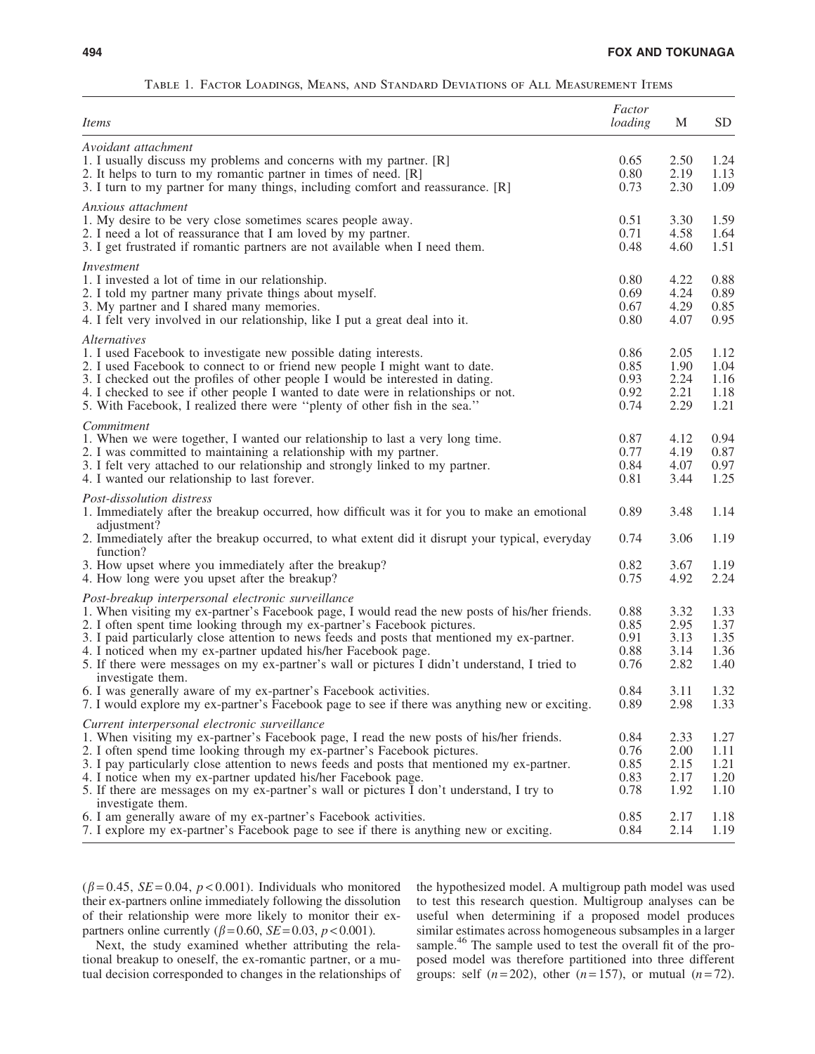Table 1. Factor Loadings, Means, and Standard Deviations of All Measurement Items

| *Items* | Factor loading | M | SD |
|---|---|---|---|
| *Avoidant attachment* | | | |
| 1. I usually discuss my problems and concerns with my partner. [R] | 0.65 | 2.50 | 1.24 |
| 2. It helps to turn to my romantic partner in times of need. [R] | 0.80 | 2.19 | 1.13 |
| 3. I turn to my partner for many things, including comfort and reassurance. [R] | 0.73 | 2.30 | 1.09 |
| *Anxious attachment* | | | |
| 1. My desire to be very close sometimes scares people away. | 0.51 | 3.30 | 1.59 |
| 2. I need a lot of reassurance that I am loved by my partner. | 0.71 | 4.58 | 1.64 |
| 3. I get frustrated if romantic partners are not available when I need them. | 0.48 | 4.60 | 1.51 |
| *Investment* | | | |
| 1. I invested a lot of time in our relationship. | 0.80 | 4.22 | 0.88 |
| 2. I told my partner many private things about myself. | 0.69 | 4.24 | 0.89 |
| 3. My partner and I shared many memories. | 0.67 | 4.29 | 0.85 |
| 4. I felt very involved in our relationship, like I put a great deal into it. | 0.80 | 4.07 | 0.95 |
| *Alternatives* | | | |
| 1. I used Facebook to investigate new possible dating interests. | 0.86 | 2.05 | 1.12 |
| 2. I used Facebook to connect to or friend new people I might want to date. | 0.85 | 1.90 | 1.04 |
| 3. I checked out the profiles of other people I would be interested in dating. | 0.93 | 2.24 | 1.16 |
| 4. I checked to see if other people I wanted to date were in relationships or not. | 0.92 | 2.21 | 1.18 |
| 5. With Facebook, I realized there were ''plenty of other fish in the sea.'' | 0.74 | 2.29 | 1.21 |
| *Commitment* | | | |
| 1. When we were together, I wanted our relationship to last a very long time. | 0.87 | 4.12 | 0.94 |
| 2. I was committed to maintaining a relationship with my partner. | 0.77 | 4.19 | 0.87 |
| 3. I felt very attached to our relationship and strongly linked to my partner. | 0.84 | 4.07 | 0.97 |
| 4. I wanted our relationship to last forever. | 0.81 | 3.44 | 1.25 |
| *Post-dissolution distress* | | | |
| 1. Immediately after the breakup occurred, how difficult was it for you to make an emotional adjustment? | 0.89 | 3.48 | 1.14 |
| 2. Immediately after the breakup occurred, to what extent did it disrupt your typical, everyday function? | 0.74 | 3.06 | 1.19 |
| 3. How upset where you immediately after the breakup? | 0.82 | 3.67 | 1.19 |
| 4. How long were you upset after the breakup? | 0.75 | 4.92 | 2.24 |
| *Post-breakup interpersonal electronic surveillance* | | | |
| 1. When visiting my ex-partner's Facebook page, I would read the new posts of his/her friends. | 0.88 | 3.32 | 1.33 |
| 2. I often spent time looking through my ex-partner's Facebook pictures. | 0.85 | 2.95 | 1.37 |
| 3. I paid particularly close attention to news feeds and posts that mentioned my ex-partner. | 0.91 | 3.13 | 1.35 |
| 4. I noticed when my ex-partner updated his/her Facebook page. | 0.88 | 3.14 | 1.36 |
| 5. If there were messages on my ex-partner's wall or pictures I didn't understand, I tried to investigate them. | 0.76 | 2.82 | 1.40 |
| 6. I was generally aware of my ex-partner's Facebook activities. | 0.84 | 3.11 | 1.32 |
| 7. I would explore my ex-partner's Facebook page to see if there was anything new or exciting. | 0.89 | 2.98 | 1.33 |
| *Current interpersonal electronic surveillance* | | | |
| 1. When visiting my ex-partner's Facebook page, I read the new posts of his/her friends. | 0.84 | 2.33 | 1.27 |
| 2. I often spend time looking through my ex-partner's Facebook pictures. | 0.76 | 2.00 | 1.11 |
| 3. I pay particularly close attention to news feeds and posts that mentioned my ex-partner. | 0.85 | 2.15 | 1.21 |
| 4. I notice when my ex-partner updated his/her Facebook page. | 0.83 | 2.17 | 1.20 |
| 5. If there are messages on my ex-partner's wall or pictures I don't understand, I try to investigate them. | 0.78 | 1.92 | 1.10 |
| 6. I am generally aware of my ex-partner's Facebook activities. | 0.85 | 2.17 | 1.18 |
| 7. I explore my ex-partner's Facebook page to see if there is anything new or exciting. | 0.84 | 2.14 | 1.19 |

($\beta = 0.45$, $SE = 0.04$, $p < 0.001$). Individuals who monitored their ex-partners online immediately following the dissolution of their relationship were more likely to monitor their ex-partners online currently ($\beta = 0.60$, $SE = 0.03$, $p < 0.001$).

Next, the study examined whether attributing the relational breakup to oneself, the ex-romantic partner, or a mutual decision corresponded to changes in the relationships of the hypothesized model. A multigroup path model was used to test this research question. Multigroup analyses can be useful when determining if a proposed model produces similar estimates across homogeneous subsamples in a larger sample.[46] The sample used to test the overall fit of the proposed model was therefore partitioned into three different groups: self ($n = 202$), other ($n = 157$), or mutual ($n = 72$).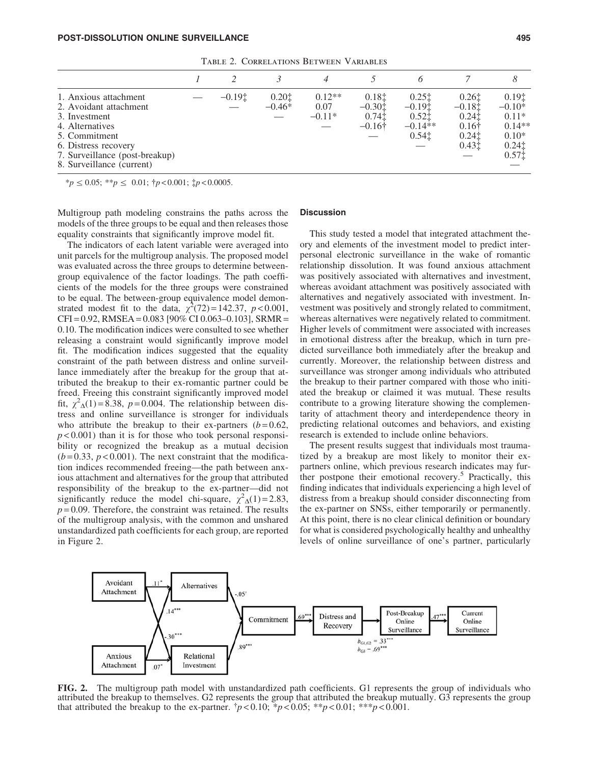Table 2. Correlations Between Variables

| | 1 | 2 | 3 | 4 | 5 | 6 | 7 | 8 |
|---|---|---|---|---|---|---|---|---|
| 1. Anxious attachment | — | −0.19‡ | 0.20‡ | 0.12** | 0.18‡ | 0.25‡ | 0.26‡ | 0.19‡ |
| 2. Avoidant attachment | | — | −0.46* | 0.07 | −0.30‡ | −0.19‡ | −0.18‡ | −0.10* |
| 3. Investment | | | — | −0.11* | 0.74‡ | 0.52‡ | 0.24‡ | 0.11* |
| 4. Alternatives | | | | — | −0.16† | −0.14** | 0.16† | 0.14** |
| 5. Commitment | | | | | — | 0.54‡ | 0.24‡ | 0.10* |
| 6. Distress recovery | | | | | | — | 0.43‡ | 0.24‡ |
| 7. Surveillance (post-breakup) | | | | | | | — | 0.57‡ |
| 8. Surveillance (current) | | | | | | | | — |

*$p \leq 0.05$; **$p \leq 0.01$; †$p < 0.001$; ‡$p < 0.0005$.

Multigroup path modeling constrains the paths across the models of the three groups to be equal and then releases those equality constraints that significantly improve model fit.

The indicators of each latent variable were averaged into unit parcels for the multigroup analysis. The proposed model was evaluated across the three groups to determine between-group equivalence of the factor loadings. The path coefficients of the models for the three groups were constrained to be equal. The between-group equivalence model demonstrated modest fit to the data, $\chi^2(72) = 142.37$, $p < 0.001$, CFI = 0.92, RMSEA = 0.083 [90% CI 0.063–0.103], SRMR = 0.10. The modification indices were consulted to see whether releasing a constraint would significantly improve model fit. The modification indices suggested that the equality constraint of the path between distress and online surveillance immediately after the breakup for the group that attributed the breakup to their ex-romantic partner could be freed. Freeing this constraint significantly improved model fit, $\chi^2_\Delta(1) = 8.38$, $p = 0.004$. The relationship between distress and online surveillance is stronger for individuals who attribute the breakup to their ex-partners ($b = 0.62$, $p < 0.001$) than it is for those who took personal responsibility or recognized the breakup as a mutual decision ($b = 0.33$, $p < 0.001$). The next constraint that the modification indices recommended freeing—the path between anxious attachment and alternatives for the group that attributed responsibility of the breakup to the ex-partner—did not significantly reduce the model chi-square, $\chi^2_\Delta(1) = 2.83$, $p = 0.09$. Therefore, the constraint was retained. The results of the multigroup analysis, with the common and unshared unstandardized path coefficients for each group, are reported in Figure 2.

### Discussion

This study tested a model that integrated attachment theory and elements of the investment model to predict interpersonal electronic surveillance in the wake of romantic relationship dissolution. It was found anxious attachment was positively associated with alternatives and investment, whereas avoidant attachment was positively associated with alternatives and negatively associated with investment. Investment was positively and strongly related to commitment, whereas alternatives were negatively related to commitment. Higher levels of commitment were associated with increases in emotional distress after the breakup, which in turn predicted surveillance both immediately after the breakup and currently. Moreover, the relationship between distress and surveillance was stronger among individuals who attributed the breakup to their partner compared with those who initiated the breakup or claimed it was mutual. These results contribute to a growing literature showing the complementarity of attachment theory and interdependence theory in predicting relational outcomes and behaviors, and existing research is extended to include online behaviors.

The present results suggest that individuals most traumatized by a breakup are most likely to monitor their ex-partners online, which previous research indicates may further postpone their emotional recovery.[5] Practically, this finding indicates that individuals experiencing a high level of distress from a breakup should consider disconnecting from the ex-partner on SNSs, either temporarily or permanently. At this point, there is no clear clinical definition or boundary for what is considered psychologically healthy and unhealthy levels of online surveillance of one's partner, particularly

Avoidant Attachment
.11*
Alternatives
.14***
−.30***
Anxious Attachment
.07*
Relational Investment
−.05†
.89***
Commitment
.69***
Distress and Recovery
Post-Breakup Online Surveillance
$b_{G1,G2} = .33^{***}$
$b_{G3} = .69^{***}$
.47***
Current Online Surveillance

**FIG. 2.** The multigroup path model with unstandardized path coefficients. G1 represents the group of individuals who attributed the breakup to themselves. G2 represents the group that attributed the breakup mutually. G3 represents the group that attributed the breakup to the ex-partner. †$p < 0.10$; *$p < 0.05$; **$p < 0.01$; ***$p < 0.001$.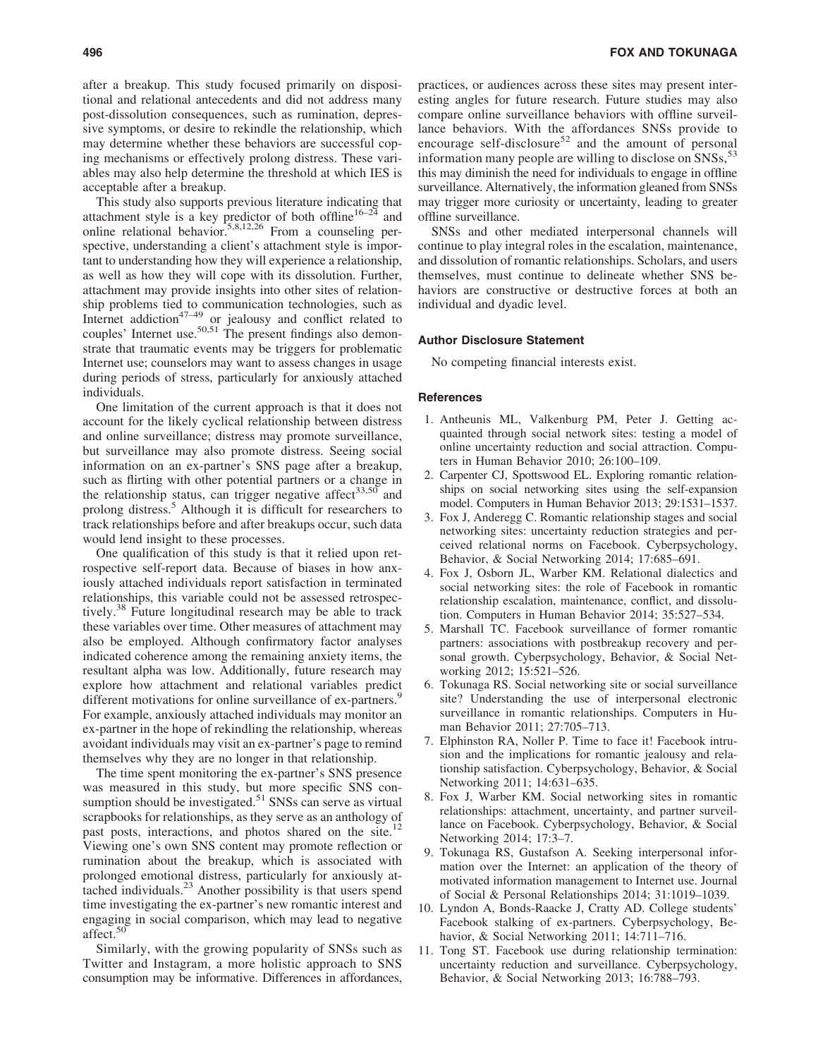after a breakup. This study focused primarily on dispositional and relational antecedents and did not address many post-dissolution consequences, such as rumination, depressive symptoms, or desire to rekindle the relationship, which may determine whether these behaviors are successful coping mechanisms or effectively prolong distress. These variables may also help determine the threshold at which IES is acceptable after a breakup.

This study also supports previous literature indicating that attachment style is a key predictor of both offline[16–24] and online relational behavior.[5,8,12,26] From a counseling perspective, understanding a client's attachment style is important to understanding how they will experience a relationship, as well as how they will cope with its dissolution. Further, attachment may provide insights into other sites of relationship problems tied to communication technologies, such as Internet addiction[47–49] or jealousy and conflict related to couples' Internet use.[50,51] The present findings also demonstrate that traumatic events may be triggers for problematic Internet use; counselors may want to assess changes in usage during periods of stress, particularly for anxiously attached individuals.

One limitation of the current approach is that it does not account for the likely cyclical relationship between distress and online surveillance; distress may promote surveillance, but surveillance may also promote distress. Seeing social information on an ex-partner's SNS page after a breakup, such as flirting with other potential partners or a change in the relationship status, can trigger negative affect[33,50] and prolong distress.[5] Although it is difficult for researchers to track relationships before and after breakups occur, such data would lend insight to these processes.

One qualification of this study is that it relied upon retrospective self-report data. Because of biases in how anxiously attached individuals report satisfaction in terminated relationships, this variable could not be assessed retrospectively.[38] Future longitudinal research may be able to track these variables over time. Other measures of attachment may also be employed. Although confirmatory factor analyses indicated coherence among the remaining anxiety items, the resultant alpha was low. Additionally, future research may explore how attachment and relational variables predict different motivations for online surveillance of ex-partners.[9] For example, anxiously attached individuals may monitor an ex-partner in the hope of rekindling the relationship, whereas avoidant individuals may visit an ex-partner's page to remind themselves why they are no longer in that relationship.

The time spent monitoring the ex-partner's SNS presence was measured in this study, but more specific SNS consumption should be investigated.[51] SNSs can serve as virtual scrapbooks for relationships, as they serve as an anthology of past posts, interactions, and photos shared on the site.[12] Viewing one's own SNS content may promote reflection or rumination about the breakup, which is associated with prolonged emotional distress, particularly for anxiously attached individuals.[23] Another possibility is that users spend time investigating the ex-partner's new romantic interest and engaging in social comparison, which may lead to negative affect.[50]

Similarly, with the growing popularity of SNSs such as Twitter and Instagram, a more holistic approach to SNS consumption may be informative. Differences in affordances, practices, or audiences across these sites may present interesting angles for future research. Future studies may also compare online surveillance behaviors with offline surveillance behaviors. With the affordances SNSs provide to encourage self-disclosure[52] and the amount of personal information many people are willing to disclose on SNSs,[53] this may diminish the need for individuals to engage in offline surveillance. Alternatively, the information gleaned from SNSs may trigger more curiosity or uncertainty, leading to greater offline surveillance.

SNSs and other mediated interpersonal channels will continue to play integral roles in the escalation, maintenance, and dissolution of romantic relationships. Scholars, and users themselves, must continue to delineate whether SNS behaviors are constructive or destructive forces at both an individual and dyadic level.

### Author Disclosure Statement

No competing financial interests exist.

### References

1. Antheunis ML, Valkenburg PM, Peter J. Getting acquainted through social network sites: testing a model of online uncertainty reduction and social attraction. Computers in Human Behavior 2010; 26:100–109.
2. Carpenter CJ, Spottswood EL. Exploring romantic relationships on social networking sites using the self-expansion model. Computers in Human Behavior 2013; 29:1531–1537.
3. Fox J, Anderegg C. Romantic relationship stages and social networking sites: uncertainty reduction strategies and perceived relational norms on Facebook. Cyberpsychology, Behavior, & Social Networking 2014; 17:685–691.
4. Fox J, Osborn JL, Warber KM. Relational dialectics and social networking sites: the role of Facebook in romantic relationship escalation, maintenance, conflict, and dissolution. Computers in Human Behavior 2014; 35:527–534.
5. Marshall TC. Facebook surveillance of former romantic partners: associations with postbreakup recovery and personal growth. Cyberpsychology, Behavior, & Social Networking 2012; 15:521–526.
6. Tokunaga RS. Social networking site or social surveillance site? Understanding the use of interpersonal electronic surveillance in romantic relationships. Computers in Human Behavior 2011; 27:705–713.
7. Elphinston RA, Noller P. Time to face it! Facebook intrusion and the implications for romantic jealousy and relationship satisfaction. Cyberpsychology, Behavior, & Social Networking 2011; 14:631–635.
8. Fox J, Warber KM. Social networking sites in romantic relationships: attachment, uncertainty, and partner surveillance on Facebook. Cyberpsychology, Behavior, & Social Networking 2014; 17:3–7.
9. Tokunaga RS, Gustafson A. Seeking interpersonal information over the Internet: an application of the theory of motivated information management to Internet use. Journal of Social & Personal Relationships 2014; 31:1019–1039.
10. Lyndon A, Bonds-Raacke J, Cratty AD. College students' Facebook stalking of ex-partners. Cyberpsychology, Behavior, & Social Networking 2011; 14:711–716.
11. Tong ST. Facebook use during relationship termination: uncertainty reduction and surveillance. Cyberpsychology, Behavior, & Social Networking 2013; 16:788–793.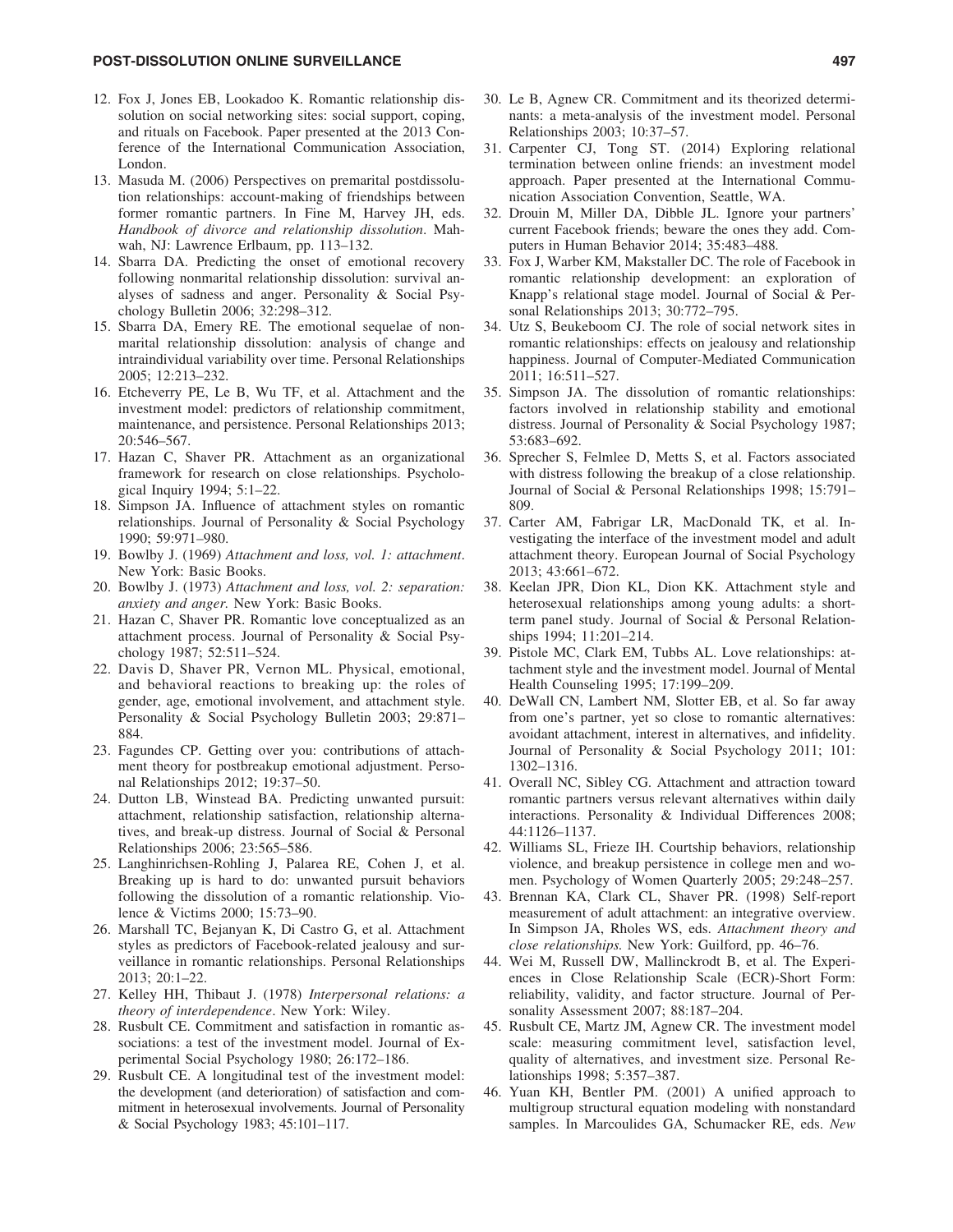12. Fox J, Jones EB, Lookadoo K. Romantic relationship dissolution on social networking sites: social support, coping, and rituals on Facebook. Paper presented at the 2013 Conference of the International Communication Association, London.
13. Masuda M. (2006) Perspectives on premarital postdissolution relationships: account-making of friendships between former romantic partners. In Fine M, Harvey JH, eds. *Handbook of divorce and relationship dissolution*. Mahwah, NJ: Lawrence Erlbaum, pp. 113–132.
14. Sbarra DA. Predicting the onset of emotional recovery following nonmarital relationship dissolution: survival analyses of sadness and anger. Personality & Social Psychology Bulletin 2006; 32:298–312.
15. Sbarra DA, Emery RE. The emotional sequelae of nonmarital relationship dissolution: analysis of change and intraindividual variability over time. Personal Relationships 2005; 12:213–232.
16. Etcheverry PE, Le B, Wu TF, et al. Attachment and the investment model: predictors of relationship commitment, maintenance, and persistence. Personal Relationships 2013; 20:546–567.
17. Hazan C, Shaver PR. Attachment as an organizational framework for research on close relationships. Psychological Inquiry 1994; 5:1–22.
18. Simpson JA. Influence of attachment styles on romantic relationships. Journal of Personality & Social Psychology 1990; 59:971–980.
19. Bowlby J. (1969) *Attachment and loss, vol. 1: attachment*. New York: Basic Books.
20. Bowlby J. (1973) *Attachment and loss, vol. 2: separation: anxiety and anger*. New York: Basic Books.
21. Hazan C, Shaver PR. Romantic love conceptualized as an attachment process. Journal of Personality & Social Psychology 1987; 52:511–524.
22. Davis D, Shaver PR, Vernon ML. Physical, emotional, and behavioral reactions to breaking up: the roles of gender, age, emotional involvement, and attachment style. Personality & Social Psychology Bulletin 2003; 29:871–884.
23. Fagundes CP. Getting over you: contributions of attachment theory for postbreakup emotional adjustment. Personal Relationships 2012; 19:37–50.
24. Dutton LB, Winstead BA. Predicting unwanted pursuit: attachment, relationship satisfaction, relationship alternatives, and break-up distress. Journal of Social & Personal Relationships 2006; 23:565–586.
25. Langhinrichsen-Rohling J, Palarea RE, Cohen J, et al. Breaking up is hard to do: unwanted pursuit behaviors following the dissolution of a romantic relationship. Violence & Victims 2000; 15:73–90.
26. Marshall TC, Bejanyan K, Di Castro G, et al. Attachment styles as predictors of Facebook-related jealousy and surveillance in romantic relationships. Personal Relationships 2013; 20:1–22.
27. Kelley HH, Thibaut J. (1978) *Interpersonal relations: a theory of interdependence*. New York: Wiley.
28. Rusbult CE. Commitment and satisfaction in romantic associations: a test of the investment model. Journal of Experimental Social Psychology 1980; 26:172–186.
29. Rusbult CE. A longitudinal test of the investment model: the development (and deterioration) of satisfaction and commitment in heterosexual involvements. Journal of Personality & Social Psychology 1983; 45:101–117.
30. Le B, Agnew CR. Commitment and its theorized determinants: a meta-analysis of the investment model. Personal Relationships 2003; 10:37–57.
31. Carpenter CJ, Tong ST. (2014) Exploring relational termination between online friends: an investment model approach. Paper presented at the International Communication Association Convention, Seattle, WA.
32. Drouin M, Miller DA, Dibble JL. Ignore your partners' current Facebook friends; beware the ones they add. Computers in Human Behavior 2014; 35:483–488.
33. Fox J, Warber KM, Makstaller DC. The role of Facebook in romantic relationship development: an exploration of Knapp's relational stage model. Journal of Social & Personal Relationships 2013; 30:772–795.
34. Utz S, Beukeboom CJ. The role of social network sites in romantic relationships: effects on jealousy and relationship happiness. Journal of Computer-Mediated Communication 2011; 16:511–527.
35. Simpson JA. The dissolution of romantic relationships: factors involved in relationship stability and emotional distress. Journal of Personality & Social Psychology 1987; 53:683–692.
36. Sprecher S, Felmlee D, Metts S, et al. Factors associated with distress following the breakup of a close relationship. Journal of Social & Personal Relationships 1998; 15:791–809.
37. Carter AM, Fabrigar LR, MacDonald TK, et al. Investigating the interface of the investment model and adult attachment theory. European Journal of Social Psychology 2013; 43:661–672.
38. Keelan JPR, Dion KL, Dion KK. Attachment style and heterosexual relationships among young adults: a short-term panel study. Journal of Social & Personal Relationships 1994; 11:201–214.
39. Pistole MC, Clark EM, Tubbs AL. Love relationships: attachment style and the investment model. Journal of Mental Health Counseling 1995; 17:199–209.
40. DeWall CN, Lambert NM, Slotter EB, et al. So far away from one's partner, yet so close to romantic alternatives: avoidant attachment, interest in alternatives, and infidelity. Journal of Personality & Social Psychology 2011; 101: 1302–1316.
41. Overall NC, Sibley CG. Attachment and attraction toward romantic partners versus relevant alternatives within daily interactions. Personality & Individual Differences 2008; 44:1126–1137.
42. Williams SL, Frieze IH. Courtship behaviors, relationship violence, and breakup persistence in college men and women. Psychology of Women Quarterly 2005; 29:248–257.
43. Brennan KA, Clark CL, Shaver PR. (1998) Self-report measurement of adult attachment: an integrative overview. In Simpson JA, Rholes WS, eds. *Attachment theory and close relationships*. New York: Guilford, pp. 46–76.
44. Wei M, Russell DW, Mallinckrodt B, et al. The Experiences in Close Relationship Scale (ECR)-Short Form: reliability, validity, and factor structure. Journal of Personality Assessment 2007; 88:187–204.
45. Rusbult CE, Martz JM, Agnew CR. The investment model scale: measuring commitment level, satisfaction level, quality of alternatives, and investment size. Personal Relationships 1998; 5:357–387.
46. Yuan KH, Bentler PM. (2001) A unified approach to multigroup structural equation modeling with nonstandard samples. In Marcoulides GA, Schumacker RE, eds. *New*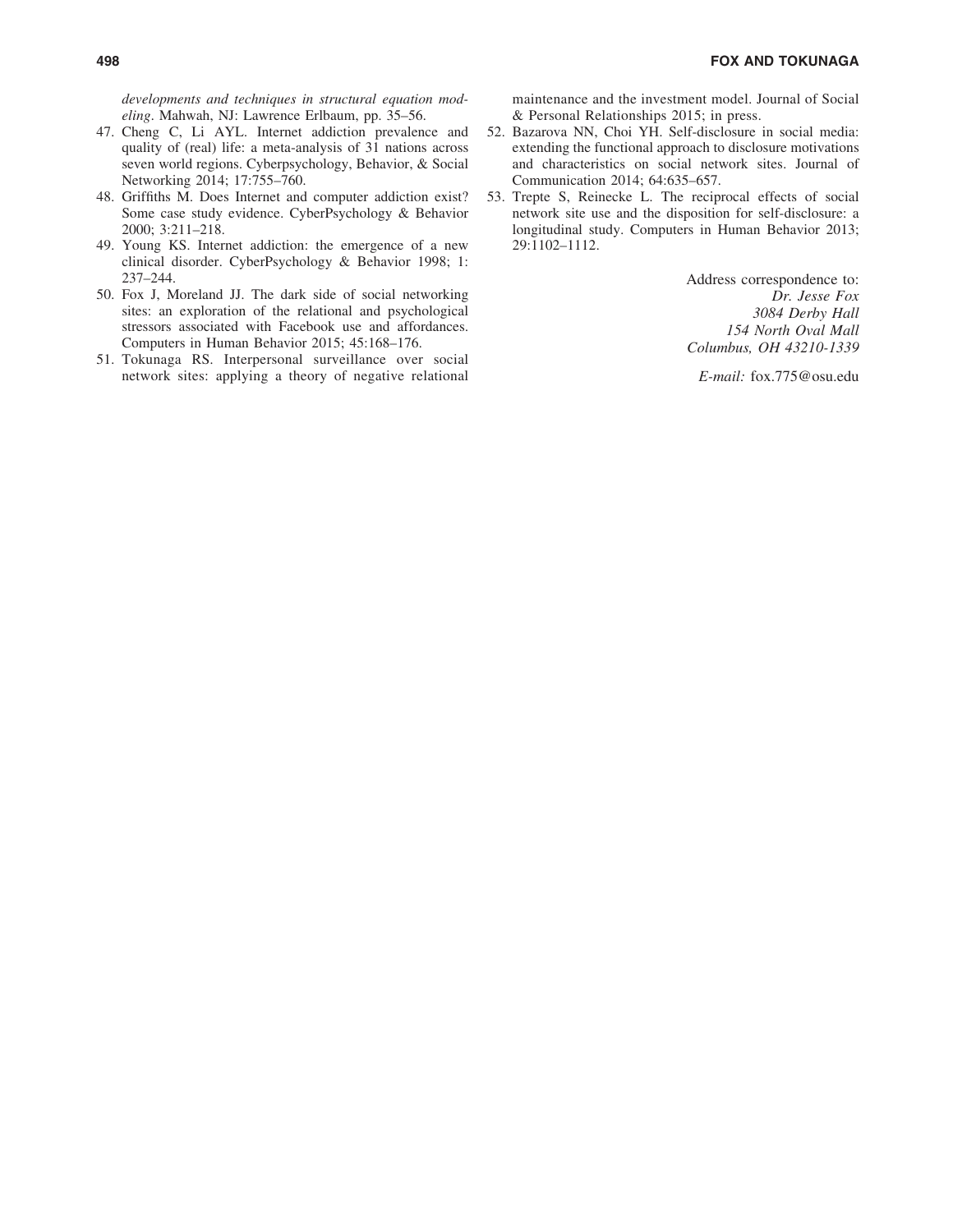*developments and techniques in structural equation modeling*. Mahwah, NJ: Lawrence Erlbaum, pp. 35–56.

47. Cheng C, Li AYL. Internet addiction prevalence and quality of (real) life: a meta-analysis of 31 nations across seven world regions. Cyberpsychology, Behavior, & Social Networking 2014; 17:755–760.
48. Griffiths M. Does Internet and computer addiction exist? Some case study evidence. CyberPsychology & Behavior 2000; 3:211–218.
49. Young KS. Internet addiction: the emergence of a new clinical disorder. CyberPsychology & Behavior 1998; 1: 237–244.
50. Fox J, Moreland JJ. The dark side of social networking sites: an exploration of the relational and psychological stressors associated with Facebook use and affordances. Computers in Human Behavior 2015; 45:168–176.
51. Tokunaga RS. Interpersonal surveillance over social network sites: applying a theory of negative relational maintenance and the investment model. Journal of Social & Personal Relationships 2015; in press.
52. Bazarova NN, Choi YH. Self-disclosure in social media: extending the functional approach to disclosure motivations and characteristics on social network sites. Journal of Communication 2014; 64:635–657.
53. Trepte S, Reinecke L. The reciprocal effects of social network site use and the disposition for self-disclosure: a longitudinal study. Computers in Human Behavior 2013; 29:1102–1112.

Address correspondence to:
*Dr. Jesse Fox*
*3084 Derby Hall*
*154 North Oval Mall*
*Columbus, OH 43210-1339*

*E-mail:* fox.775@osu.edu